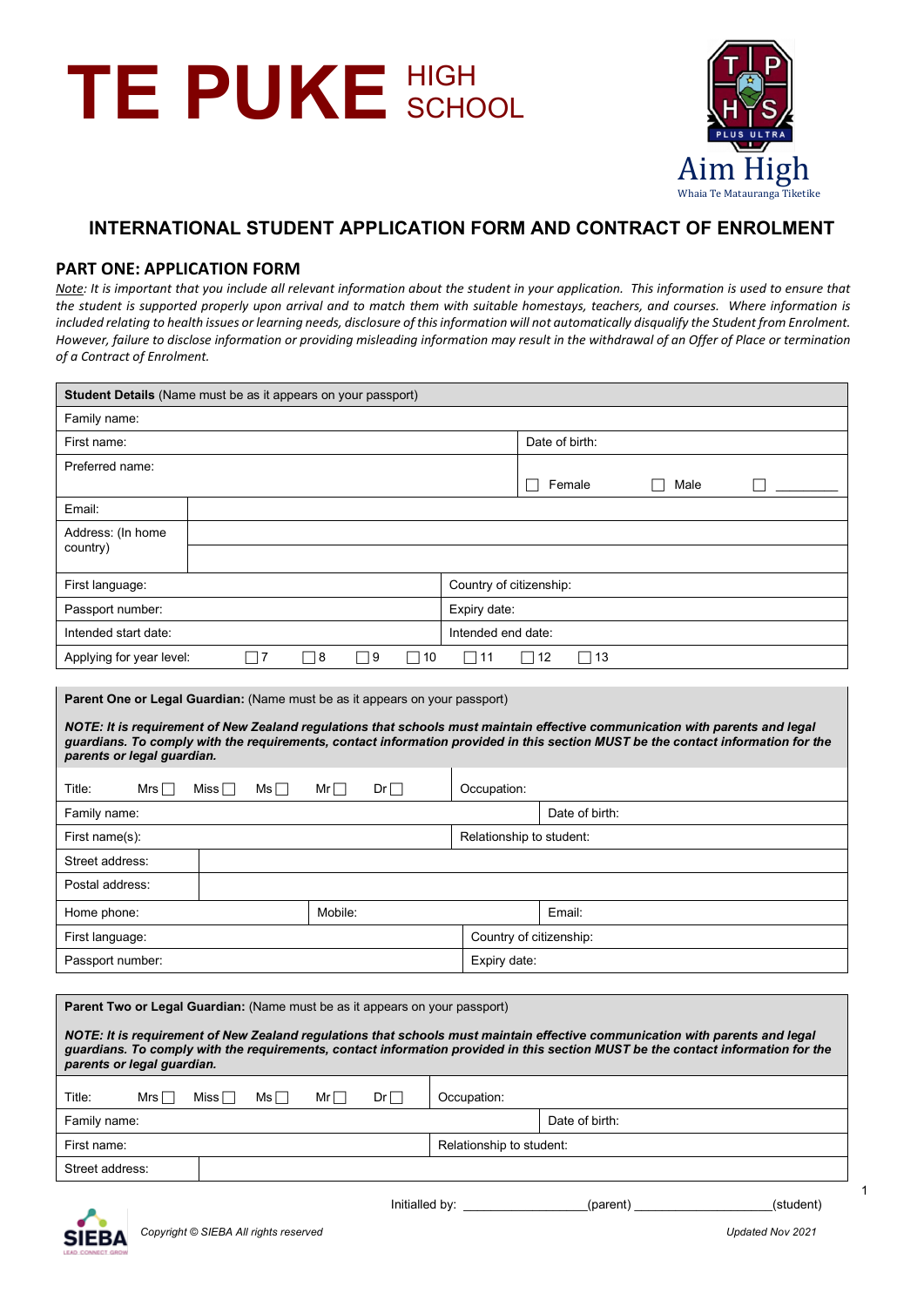# TE PUKE HIGH SCHOOL

Aim High
Whaia Te Matauranga Tiketike

## INTERNATIONAL STUDENT APPLICATION FORM AND CONTRACT OF ENROLMENT

### PART ONE: APPLICATION FORM

*Note: It is important that you include all relevant information about the student in your application. This information is used to ensure that the student is supported properly upon arrival and to match them with suitable homestays, teachers, and courses. Where information is included relating to health issues or learning needs, disclosure of this information will not automatically disqualify the Student from Enrolment. However, failure to disclose information or providing misleading information may result in the withdrawal of an Offer of Place or termination of a Contract of Enrolment.*

| **Student Details** (Name must be as it appears on your passport) | |
|---|---|
| Family name: | |
| First name: | Date of birth: |
| Preferred name: | ☐ Female ☐ Male ☐ ________ |
| Email: | |
| Address: (In home country) | |
| First language: | Country of citizenship: |
| Passport number: | Expiry date: |
| Intended start date: | Intended end date: |
| Applying for year level: ☐ 7 ☐ 8 ☐ 9 ☐ 10 | ☐ 11 ☐ 12 ☐ 13 |

| **Parent One or Legal Guardian:** (Name must be as it appears on your passport) | | |
|---|---|---|
| ***NOTE: It is requirement of New Zealand regulations that schools must maintain effective communication with parents and legal guardians. To comply with the requirements, contact information provided in this section MUST be the contact information for the parents or legal guardian.*** | | |
| Title: Mrs ☐ Miss ☐ Ms ☐ Mr ☐ Dr ☐ | Occupation: | |
| Family name: | | Date of birth: |
| First name(s): | Relationship to student: | |
| Street address: | | |
| Postal address: | | |
| Home phone: | Mobile: | Email: |
| First language: | Country of citizenship: | |
| Passport number: | Expiry date: | |

| **Parent Two or Legal Guardian:** (Name must be as it appears on your passport) | | |
|---|---|---|
| ***NOTE: It is requirement of New Zealand regulations that schools must maintain effective communication with parents and legal guardians. To comply with the requirements, contact information provided in this section MUST be the contact information for the parents or legal guardian.*** | | |
| Title: Mrs ☐ Miss ☐ Ms ☐ Mr ☐ Dr ☐ | Occupation: | |
| Family name: | | Date of birth: |
| First name: | Relationship to student: | |
| Street address: | | |

Initialled by: ________________(parent) __________________(student)

*Copyright © SIEBA All rights reserved* *Updated Nov 2021*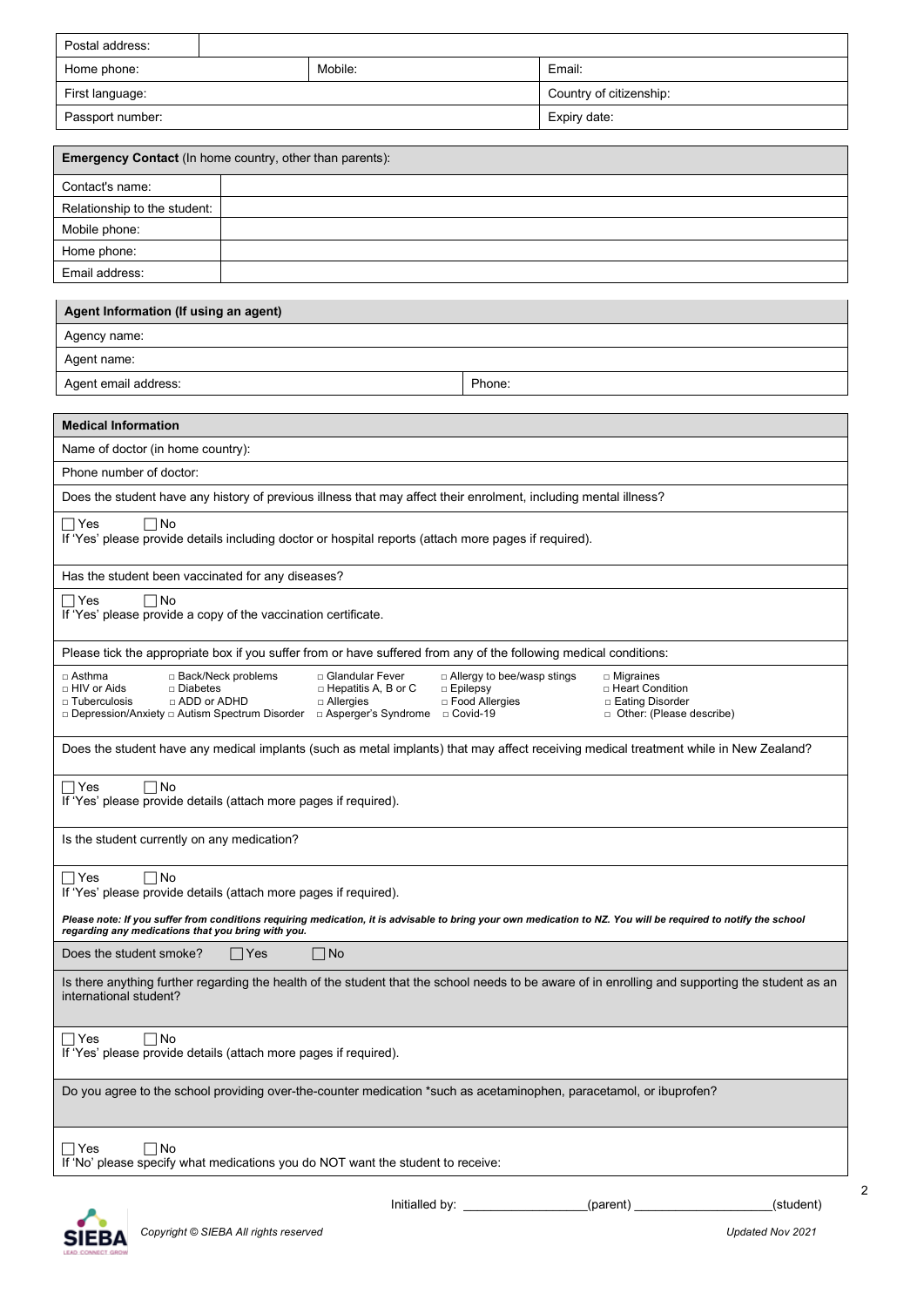| Postal address: | | |
|---|---|---|
| Home phone: | Mobile: | Email: |
| First language: | | Country of citizenship: |
| Passport number: | | Expiry date: |

| **Emergency Contact** (In home country, other than parents): | |
|---|---|
| Contact's name: | |
| Relationship to the student: | |
| Mobile phone: | |
| Home phone: | |
| Email address: | |

| **Agent Information (If using an agent)** | |
|---|---|
| Agency name: | |
| Agent name: | |
| Agent email address: | Phone: |

| **Medical Information** |
|---|
| Name of doctor (in home country): |
| Phone number of doctor: |
| Does the student have any history of previous illness that may affect their enrolment, including mental illness? |
| ☐ Yes ☐ No<br>If 'Yes' please provide details including doctor or hospital reports (attach more pages if required). |
| Has the student been vaccinated for any diseases? |
| ☐ Yes ☐ No<br>If 'Yes' please provide a copy of the vaccination certificate. |
| Please tick the appropriate box if you suffer from or have suffered from any of the following medical conditions: |
| □ Asthma □ Back/Neck problems □ Glandular Fever □ Allergy to bee/wasp stings □ Migraines<br>□ HIV or Aids □ Diabetes □ Hepatitis A, B or C □ Epilepsy □ Heart Condition<br>□ Tuberculosis □ ADD or ADHD □ Allergies □ Food Allergies □ Eating Disorder<br>□ Depression/Anxiety □ Autism Spectrum Disorder □ Asperger's Syndrome □ Covid-19 □ Other: (Please describe) |
| Does the student have any medical implants (such as metal implants) that may affect receiving medical treatment while in New Zealand? |
| ☐ Yes ☐ No<br>If 'Yes' please provide details (attach more pages if required). |
| Is the student currently on any medication? |
| ☐ Yes ☐ No<br>If 'Yes' please provide details (attach more pages if required).<br>***Please note: If you suffer from conditions requiring medication, it is advisable to bring your own medication to NZ. You will be required to notify the school regarding any medications that you bring with you.*** |
| Does the student smoke? ☐ Yes ☐ No |
| Is there anything further regarding the health of the student that the school needs to be aware of in enrolling and supporting the student as an international student? |
| ☐ Yes ☐ No<br>If 'Yes' please provide details (attach more pages if required). |
| Do you agree to the school providing over-the-counter medication *such as acetaminophen, paracetamol, or ibuprofen? |
| ☐ Yes ☐ No<br>If 'No' please specify what medications you do NOT want the student to receive: |

Initialled by: _________________(parent) ___________________(student)

*Copyright © SIEBA All rights reserved* *Updated Nov 2021*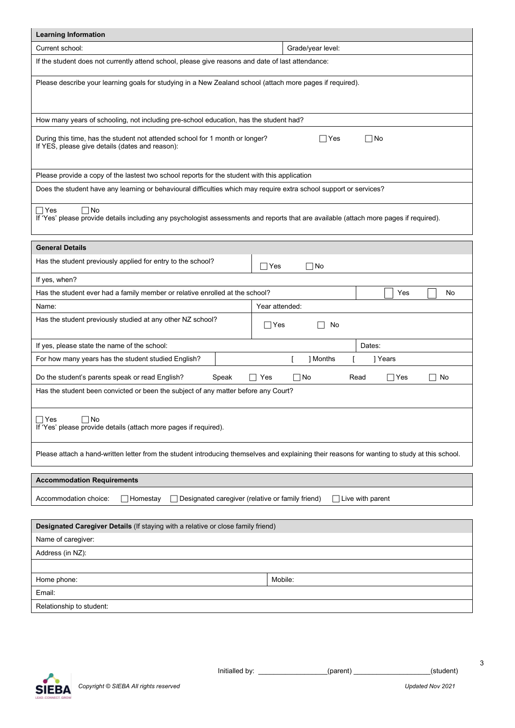| **Learning Information** | |
|---|---|
| Current school: | Grade/year level: |
| If the student does not currently attend school, please give reasons and date of last attendance: | |
| Please describe your learning goals for studying in a New Zealand school (attach more pages if required). | |
| How many years of schooling, not including pre-school education, has the student had? | |
| During this time, has the student not attended school for 1 month or longer? ☐ Yes ☐ No<br>If YES, please give details (dates and reason): | |
| Please provide a copy of the lastest two school reports for the student with this application | |
| Does the student have any learning or behavioural difficulties which may require extra school support or services? | |
| ☐ Yes ☐ No<br>If 'Yes' please provide details including any psychologist assessments and reports that are available (attach more pages if required). | |

| **General Details** | | |
|---|---|---|
| Has the student previously applied for entry to the school? | ☐ Yes ☐ No | |
| If yes, when? | | |
| Has the student ever had a family member or relative enrolled at the school? | | ☐ Yes ☐ No |
| Name: | Year attended: | |
| Has the student previously studied at any other NZ school? | ☐ Yes ☐ No | |
| If yes, please state the name of the school: | | Dates: |
| For how many years has the student studied English? | [ ] Months [ ] Years | |
| Do the student's parents speak or read English? | Speak ☐ Yes ☐ No | Read ☐ Yes ☐ No |
| Has the student been convicted or been the subject of any matter before any Court? | | |
| ☐ Yes ☐ No<br>If 'Yes' please provide details (attach more pages if required). | | |
| Please attach a hand-written letter from the student introducing themselves and explaining their reasons for wanting to study at this school. | | |

| **Accommodation Requirements** |
|---|
| Accommodation choice: ☐ Homestay ☐ Designated caregiver (relative or family friend) ☐ Live with parent |

| **Designated Caregiver Details** (If staying with a relative or close family friend) | |
|---|---|
| Name of caregiver: | |
| Address (in NZ): | |
| | |
| Home phone: | Mobile: |
| Email: | |
| Relationship to student: | |

Initialled by: ________________(parent) ________________(student)

*Copyright © SIEBA All rights reserved* *Updated Nov 2021*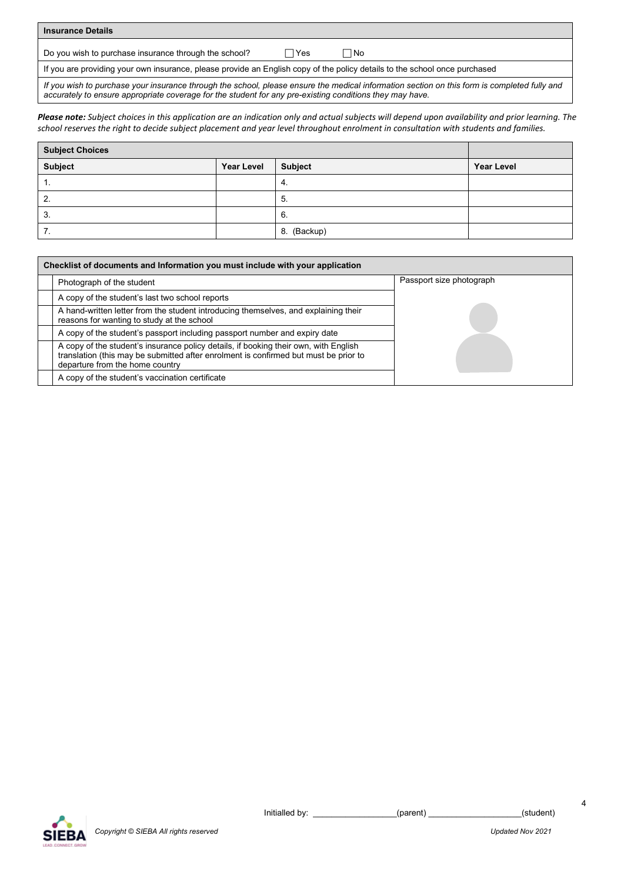| Insurance Details |
| --- |
| Do you wish to purchase insurance through the school? ☐ Yes ☐ No |
| If you are providing your own insurance, please provide an English copy of the policy details to the school once purchased |
| *If you wish to purchase your insurance through the school, please ensure the medical information section on this form is completed fully and accurately to ensure appropriate coverage for the student for any pre-existing conditions they may have.* |

***Please note:*** *Subject choices in this application are an indication only and actual subjects will depend upon availability and prior learning. The school reserves the right to decide subject placement and year level throughout enrolment in consultation with students and families.*

| Subject Choices | | | |
| --- | --- | --- | --- |
| **Subject** | **Year Level** | **Subject** | **Year Level** |
| 1. | | 4. | |
| 2. | | 5. | |
| 3. | | 6. | |
| 7. | | 8. (Backup) | |

| | Checklist of documents and Information you must include with your application | |
| --- | --- | --- |
| ☐ | Photograph of the student | Passport size photograph |
| ☐ | A copy of the student's last two school reports | |
| ☐ | A hand-written letter from the student introducing themselves, and explaining their reasons for wanting to study at the school | |
| ☐ | A copy of the student's passport including passport number and expiry date | |
| ☐ | A copy of the student's insurance policy details, if booking their own, with English translation (this may be submitted after enrolment is confirmed but must be prior to departure from the home country | |
| ☐ | A copy of the student's vaccination certificate | |

Initialled by: ________________(parent) __________________(student)

*Copyright © SIEBA All rights reserved* *Updated Nov 2021*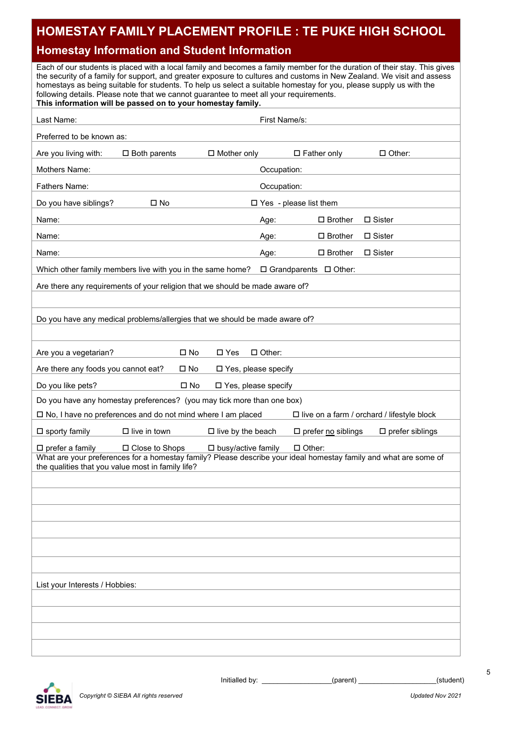# HOMESTAY FAMILY PLACEMENT PROFILE : TE PUKE HIGH SCHOOL

## Homestay Information and Student Information

Each of our students is placed with a local family and becomes a family member for the duration of their stay. This gives the security of a family for support, and greater exposure to cultures and customs in New Zealand. We visit and assess homestays as being suitable for students. To help us select a suitable homestay for you, please supply us with the following details. Please note that we cannot guarantee to meet all your requirements.
**This information will be passed on to your homestay family.**

| | | | | |
|---|---|---|---|---|
| Last Name: | | First Name/s: | | |
| Preferred to be known as: | | | | |
| Are you living with: | ☐ Both parents | ☐ Mother only | ☐ Father only | ☐ Other: |
| Mothers Name: | | Occupation: | | |
| Fathers Name: | | Occupation: | | |
| Do you have siblings? | ☐ No | ☐ Yes - please list them | | |
| Name: | | Age: | ☐ Brother | ☐ Sister |
| Name: | | Age: | ☐ Brother | ☐ Sister |
| Name: | | Age: | ☐ Brother | ☐ Sister |

Which other family members live with you in the same home? ☐ Grandparents ☐ Other:

Are there any requirements of your religion that we should be made aware of?

Do you have any medical problems/allergies that we should be made aware of?

| | | | |
|---|---|---|---|
| Are you a vegetarian? | ☐ No | ☐ Yes | ☐ Other: |
| Are there any foods you cannot eat? | ☐ No | ☐ Yes, please specify | |
| Do you like pets? | ☐ No | ☐ Yes, please specify | |

Do you have any homestay preferences? (you may tick more than one box)

| | | | | |
|---|---|---|---|---|
| ☐ No, I have no preferences and do not mind where I am placed | | | ☐ live on a farm / orchard / lifestyle block | |
| ☐ sporty family | ☐ live in town | ☐ live by the beach | ☐ prefer no siblings | ☐ prefer siblings |
| ☐ prefer a family | ☐ Close to Shops | ☐ busy/active family | ☐ Other: | |

What are your preferences for a homestay family? Please describe your ideal homestay family and what are some of the qualities that you value most in family life?

List your Interests / Hobbies:

Initialled by: ________________(parent) ___________________(student)

*Copyright © SIEBA All rights reserved*

*Updated Nov 2021*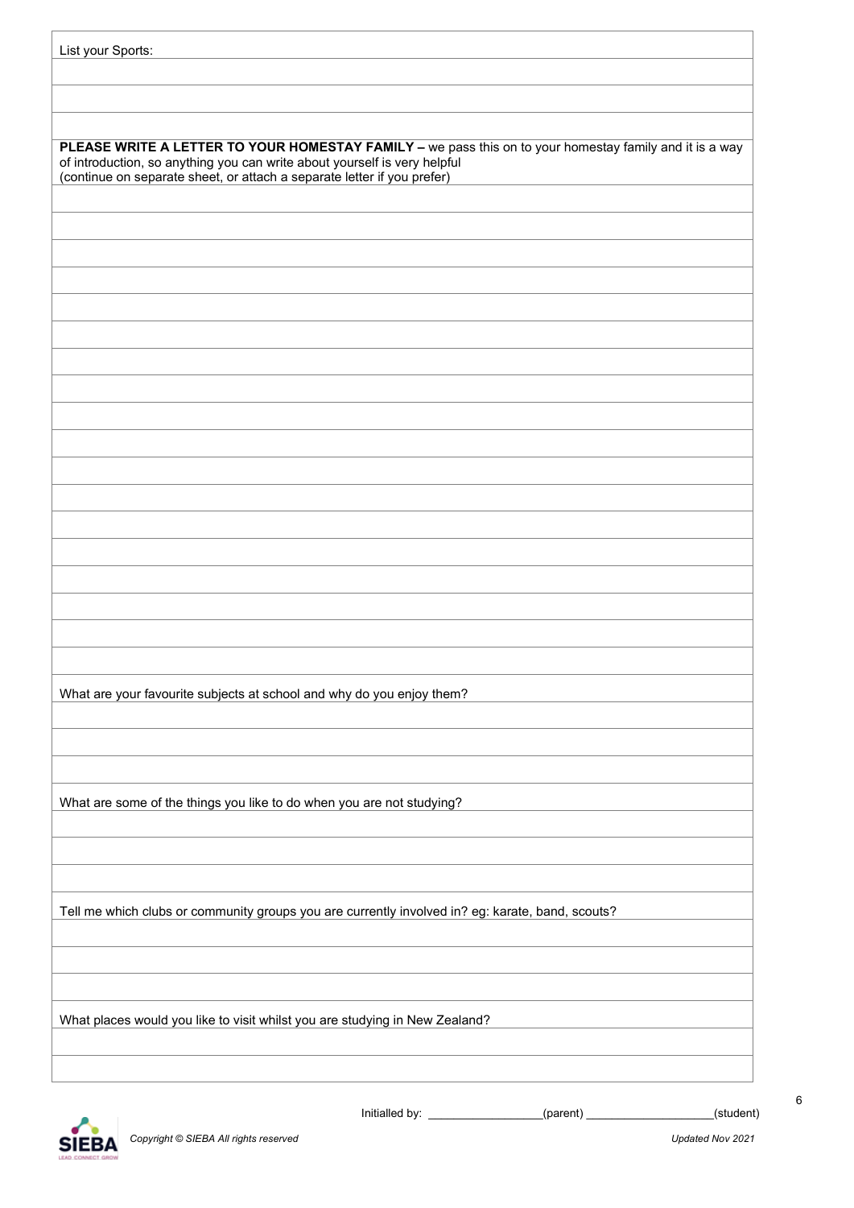List your Sports:

**PLEASE WRITE A LETTER TO YOUR HOMESTAY FAMILY –** we pass this on to your homestay family and it is a way of introduction, so anything you can write about yourself is very helpful
(continue on separate sheet, or attach a separate letter if you prefer)

What are your favourite subjects at school and why do you enjoy them?

What are some of the things you like to do when you are not studying?

Tell me which clubs or community groups you are currently involved in? eg: karate, band, scouts?

What places would you like to visit whilst you are studying in New Zealand?

Initialled by: ________________(parent) __________________(student)

*Copyright © SIEBA All rights reserved*

*Updated Nov 2021*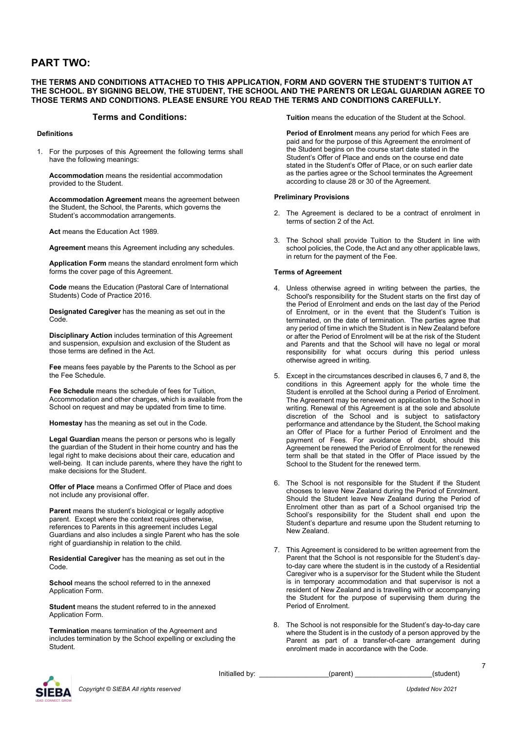# PART TWO:

**THE TERMS AND CONDITIONS ATTACHED TO THIS APPLICATION, FORM AND GOVERN THE STUDENT'S TUITION AT THE SCHOOL. BY SIGNING BELOW, THE STUDENT, THE SCHOOL AND THE PARENTS OR LEGAL GUARDIAN AGREE TO THOSE TERMS AND CONDITIONS. PLEASE ENSURE YOU READ THE TERMS AND CONDITIONS CAREFULLY.**

## Terms and Conditions:

### Definitions

1. For the purposes of this Agreement the following terms shall have the following meanings:

   **Accommodation** means the residential accommodation provided to the Student.

   **Accommodation Agreement** means the agreement between the Student, the School, the Parents, which governs the Student's accommodation arrangements.

   **Act** means the Education Act 1989.

   **Agreement** means this Agreement including any schedules.

   **Application Form** means the standard enrolment form which forms the cover page of this Agreement.

   **Code** means the Education (Pastoral Care of International Students) Code of Practice 2016.

   **Designated Caregiver** has the meaning as set out in the Code.

   **Disciplinary Action** includes termination of this Agreement and suspension, expulsion and exclusion of the Student as those terms are defined in the Act.

   **Fee** means fees payable by the Parents to the School as per the Fee Schedule.

   **Fee Schedule** means the schedule of fees for Tuition, Accommodation and other charges, which is available from the School on request and may be updated from time to time.

   **Homestay** has the meaning as set out in the Code.

   **Legal Guardian** means the person or persons who is legally the guardian of the Student in their home country and has the legal right to make decisions about their care, education and well-being. It can include parents, where they have the right to make decisions for the Student.

   **Offer of Place** means a Confirmed Offer of Place and does not include any provisional offer.

   **Parent** means the student's biological or legally adoptive parent. Except where the context requires otherwise, references to Parents in this agreement includes Legal Guardians and also includes a single Parent who has the sole right of guardianship in relation to the child.

   **Residential Caregiver** has the meaning as set out in the Code.

   **School** means the school referred to in the annexed Application Form.

   **Student** means the student referred to in the annexed Application Form.

   **Termination** means termination of the Agreement and includes termination by the School expelling or excluding the Student.

   **Tuition** means the education of the Student at the School.

   **Period of Enrolment** means any period for which Fees are paid and for the purpose of this Agreement the enrolment of the Student begins on the course start date stated in the Student's Offer of Place and ends on the course end date stated in the Student's Offer of Place, or on such earlier date as the parties agree or the School terminates the Agreement according to clause 28 or 30 of the Agreement.

### Preliminary Provisions

2. The Agreement is declared to be a contract of enrolment in terms of section 2 of the Act.

3. The School shall provide Tuition to the Student in line with school policies, the Code, the Act and any other applicable laws, in return for the payment of the Fee.

### Terms of Agreement

4. Unless otherwise agreed in writing between the parties, the School's responsibility for the Student starts on the first day of the Period of Enrolment and ends on the last day of the Period of Enrolment, or in the event that the Student's Tuition is terminated, on the date of termination. The parties agree that any period of time in which the Student is in New Zealand before or after the Period of Enrolment will be at the risk of the Student and Parents and that the School will have no legal or moral responsibility for what occurs during this period unless otherwise agreed in writing.

5. Except in the circumstances described in clauses 6, 7 and 8, the conditions in this Agreement apply for the whole time the Student is enrolled at the School during a Period of Enrolment. The Agreement may be renewed on application to the School in writing. Renewal of this Agreement is at the sole and absolute discretion of the School and is subject to satisfactory performance and attendance by the Student, the School making an Offer of Place for a further Period of Enrolment and the payment of Fees. For avoidance of doubt, should this Agreement be renewed the Period of Enrolment for the renewed term shall be that stated in the Offer of Place issued by the School to the Student for the renewed term.

6. The School is not responsible for the Student if the Student chooses to leave New Zealand during the Period of Enrolment. Should the Student leave New Zealand during the Period of Enrolment other than as part of a School organised trip the School's responsibility for the Student shall end upon the Student's departure and resume upon the Student returning to New Zealand.

7. This Agreement is considered to be written agreement from the Parent that the School is not responsible for the Student's day-to-day care where the student is in the custody of a Residential Caregiver who is a supervisor for the Student while the Student is in temporary accommodation and that supervisor is not a resident of New Zealand and is travelling with or accompanying the Student for the purpose of supervising them during the Period of Enrolment.

8. The School is not responsible for the Student's day-to-day care where the Student is in the custody of a person approved by the Parent as part of a transfer-of-care arrangement during enrolment made in accordance with the Code.

Initialled by: ________________(parent) ________________(student)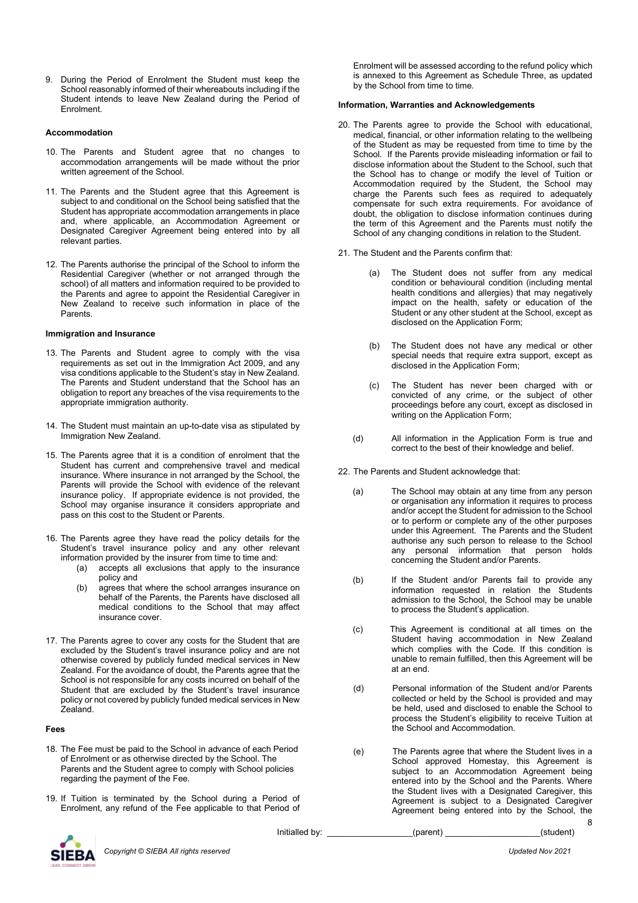9. During the Period of Enrolment the Student must keep the School reasonably informed of their whereabouts including if the Student intends to leave New Zealand during the Period of Enrolment.

**Accommodation**

10. The Parents and Student agree that no changes to accommodation arrangements will be made without the prior written agreement of the School.

11. The Parents and the Student agree that this Agreement is subject to and conditional on the School being satisfied that the Student has appropriate accommodation arrangements in place and, where applicable, an Accommodation Agreement or Designated Caregiver Agreement being entered into by all relevant parties.

12. The Parents authorise the principal of the School to inform the Residential Caregiver (whether or not arranged through the school) of all matters and information required to be provided to the Parents and agree to appoint the Residential Caregiver in New Zealand to receive such information in place of the Parents.

**Immigration and Insurance**

13. The Parents and Student agree to comply with the visa requirements as set out in the Immigration Act 2009, and any visa conditions applicable to the Student's stay in New Zealand. The Parents and Student understand that the School has an obligation to report any breaches of the visa requirements to the appropriate immigration authority.

14. The Student must maintain an up-to-date visa as stipulated by Immigration New Zealand.

15. The Parents agree that it is a condition of enrolment that the Student has current and comprehensive travel and medical insurance. Where insurance in not arranged by the School, the Parents will provide the School with evidence of the relevant insurance policy. If appropriate evidence is not provided, the School may organise insurance it considers appropriate and pass on this cost to the Student or Parents.

16. The Parents agree they have read the policy details for the Student's travel insurance policy and any other relevant information provided by the insurer from time to time and:
    (a) accepts all exclusions that apply to the insurance policy and
    (b) agrees that where the school arranges insurance on behalf of the Parents, the Parents have disclosed all medical conditions to the School that may affect insurance cover.

17. The Parents agree to cover any costs for the Student that are excluded by the Student's travel insurance policy and are not otherwise covered by publicly funded medical services in New Zealand. For the avoidance of doubt, the Parents agree that the School is not responsible for any costs incurred on behalf of the Student that are excluded by the Student's travel insurance policy or not covered by publicly funded medical services in New Zealand.

**Fees**

18. The Fee must be paid to the School in advance of each Period of Enrolment or as otherwise directed by the School. The Parents and the Student agree to comply with School policies regarding the payment of the Fee.

19. If Tuition is terminated by the School during a Period of Enrolment, any refund of the Fee applicable to that Period of Enrolment will be assessed according to the refund policy which is annexed to this Agreement as Schedule Three, as updated by the School from time to time.

**Information, Warranties and Acknowledgements**

20. The Parents agree to provide the School with educational, medical, financial, or other information relating to the wellbeing of the Student as may be requested from time to time by the School. If the Parents provide misleading information or fail to disclose information about the Student to the School, such that the School has to change or modify the level of Tuition or Accommodation required by the Student, the School may charge the Parents such fees as required to adequately compensate for such extra requirements. For avoidance of doubt, the obligation to disclose information continues during the term of this Agreement and the Parents must notify the School of any changing conditions in relation to the Student.

21. The Student and the Parents confirm that:
    (a) The Student does not suffer from any medical condition or behavioural condition (including mental health conditions and allergies) that may negatively impact on the health, safety or education of the Student or any other student at the School, except as disclosed on the Application Form;
    (b) The Student does not have any medical or other special needs that require extra support, except as disclosed in the Application Form;
    (c) The Student has never been charged with or convicted of any crime, or the subject of other proceedings before any court, except as disclosed in writing on the Application Form;
    (d) All information in the Application Form is true and correct to the best of their knowledge and belief.

22. The Parents and Student acknowledge that:
    (a) The School may obtain at any time from any person or organisation any information it requires to process and/or accept the Student for admission to the School or to perform or complete any of the other purposes under this Agreement. The Parents and the Student authorise any such person to release to the School any personal information that person holds concerning the Student and/or Parents.
    (b) If the Student and/or Parents fail to provide any information requested in relation the Students admission to the School, the School may be unable to process the Student's application.
    (c) This Agreement is conditional at all times on the Student having accommodation in New Zealand which complies with the Code. If this condition is unable to remain fulfilled, then this Agreement will be at an end.
    (d) Personal information of the Student and/or Parents collected or held by the School is provided and may be held, used and disclosed to enable the School to process the Student's eligibility to receive Tuition at the School and Accommodation.
    (e) The Parents agree that where the Student lives in a School approved Homestay, this Agreement is subject to an Accommodation Agreement being entered into by the School and the Parents. Where the Student lives with a Designated Caregiver, this Agreement is subject to a Designated Caregiver Agreement being entered into by the School, the

Initialled by: \_\_\_\_\_\_\_\_\_\_\_\_\_\_\_\_\_(parent) \_\_\_\_\_\_\_\_\_\_\_\_\_\_\_\_\_\_\_(student)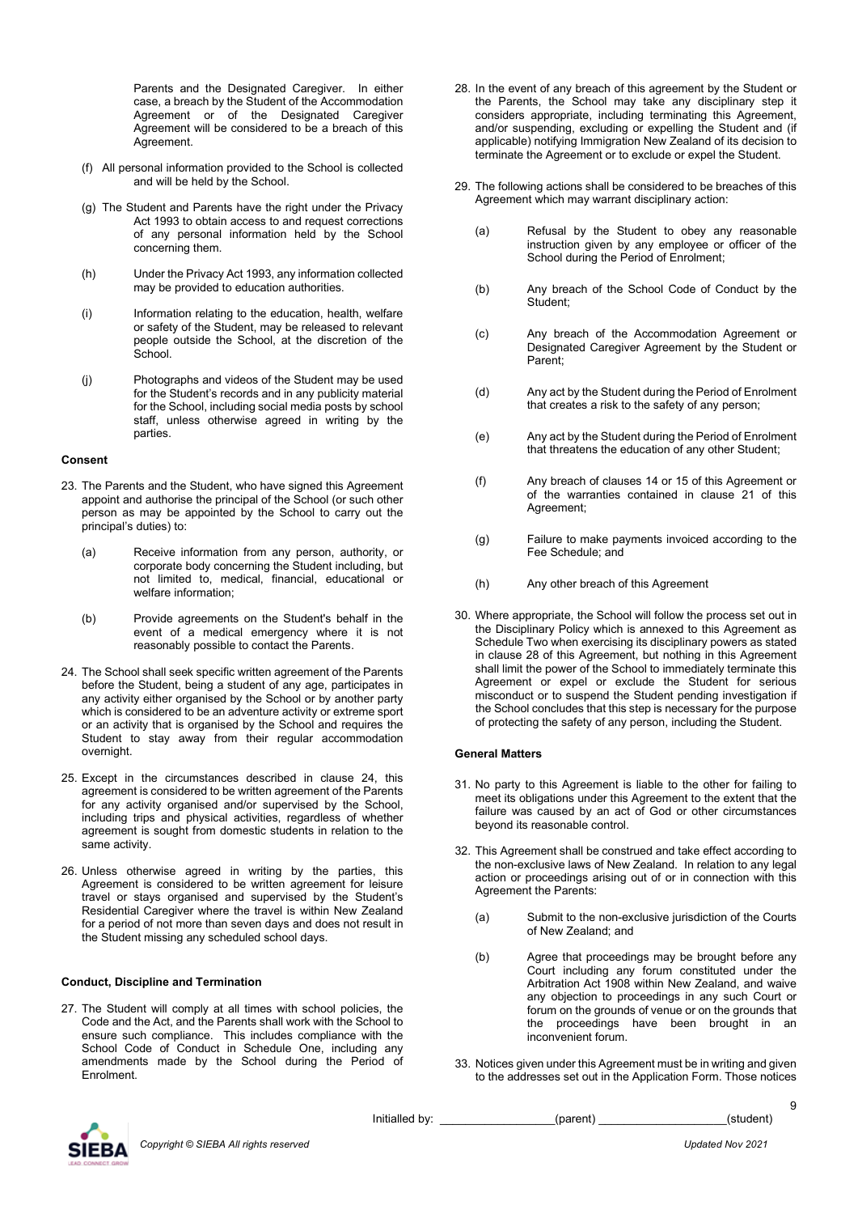Parents and the Designated Caregiver. In either case, a breach by the Student of the Accommodation Agreement or of the Designated Caregiver Agreement will be considered to be a breach of this Agreement.

(f) All personal information provided to the School is collected and will be held by the School.

(g) The Student and Parents have the right under the Privacy Act 1993 to obtain access to and request corrections of any personal information held by the School concerning them.

(h) Under the Privacy Act 1993, any information collected may be provided to education authorities.

(i) Information relating to the education, health, welfare or safety of the Student, may be released to relevant people outside the School, at the discretion of the School.

(j) Photographs and videos of the Student may be used for the Student's records and in any publicity material for the School, including social media posts by school staff, unless otherwise agreed in writing by the parties.

**Consent**

23. The Parents and the Student, who have signed this Agreement appoint and authorise the principal of the School (or such other person as may be appointed by the School to carry out the principal's duties) to:

    (a) Receive information from any person, authority, or corporate body concerning the Student including, but not limited to, medical, financial, educational or welfare information;

    (b) Provide agreements on the Student's behalf in the event of a medical emergency where it is not reasonably possible to contact the Parents.

24. The School shall seek specific written agreement of the Parents before the Student, being a student of any age, participates in any activity either organised by the School or by another party which is considered to be an adventure activity or extreme sport or an activity that is organised by the School and requires the Student to stay away from their regular accommodation overnight.

25. Except in the circumstances described in clause 24, this agreement is considered to be written agreement of the Parents for any activity organised and/or supervised by the School, including trips and physical activities, regardless of whether agreement is sought from domestic students in relation to the same activity.

26. Unless otherwise agreed in writing by the parties, this Agreement is considered to be written agreement for leisure travel or stays organised and supervised by the Student's Residential Caregiver where the travel is within New Zealand for a period of not more than seven days and does not result in the Student missing any scheduled school days.

**Conduct, Discipline and Termination**

27. The Student will comply at all times with school policies, the Code and the Act, and the Parents shall work with the School to ensure such compliance. This includes compliance with the School Code of Conduct in Schedule One, including any amendments made by the School during the Period of Enrolment.

28. In the event of any breach of this agreement by the Student or the Parents, the School may take any disciplinary step it considers appropriate, including terminating this Agreement, and/or suspending, excluding or expelling the Student and (if applicable) notifying Immigration New Zealand of its decision to terminate the Agreement or to exclude or expel the Student.

29. The following actions shall be considered to be breaches of this Agreement which may warrant disciplinary action:

    (a) Refusal by the Student to obey any reasonable instruction given by any employee or officer of the School during the Period of Enrolment;

    (b) Any breach of the School Code of Conduct by the Student;

    (c) Any breach of the Accommodation Agreement or Designated Caregiver Agreement by the Student or Parent;

    (d) Any act by the Student during the Period of Enrolment that creates a risk to the safety of any person;

    (e) Any act by the Student during the Period of Enrolment that threatens the education of any other Student;

    (f) Any breach of clauses 14 or 15 of this Agreement or of the warranties contained in clause 21 of this Agreement;

    (g) Failure to make payments invoiced according to the Fee Schedule; and

    (h) Any other breach of this Agreement

30. Where appropriate, the School will follow the process set out in the Disciplinary Policy which is annexed to this Agreement as Schedule Two when exercising its disciplinary powers as stated in clause 28 of this Agreement, but nothing in this Agreement shall limit the power of the School to immediately terminate this Agreement or expel or exclude the Student for serious misconduct or to suspend the Student pending investigation if the School concludes that this step is necessary for the purpose of protecting the safety of any person, including the Student.

**General Matters**

31. No party to this Agreement is liable to the other for failing to meet its obligations under this Agreement to the extent that the failure was caused by an act of God or other circumstances beyond its reasonable control.

32. This Agreement shall be construed and take effect according to the non-exclusive laws of New Zealand. In relation to any legal action or proceedings arising out of or in connection with this Agreement the Parents:

    (a) Submit to the non-exclusive jurisdiction of the Courts of New Zealand; and

    (b) Agree that proceedings may be brought before any Court including any forum constituted under the Arbitration Act 1908 within New Zealand, and waive any objection to proceedings in any such Court or forum on the grounds of venue or on the grounds that the proceedings have been brought in an inconvenient forum.

33. Notices given under this Agreement must be in writing and given to the addresses set out in the Application Form. Those notices

Initialled by: _________________(parent) ___________________(student)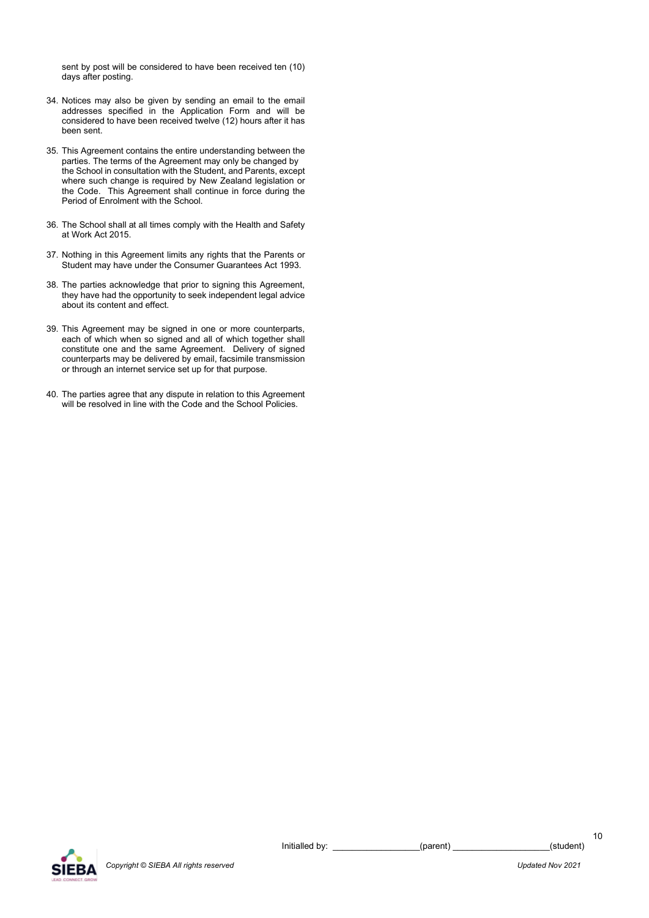sent by post will be considered to have been received ten (10) days after posting.

34. Notices may also be given by sending an email to the email addresses specified in the Application Form and will be considered to have been received twelve (12) hours after it has been sent.

35. This Agreement contains the entire understanding between the parties. The terms of the Agreement may only be changed by the School in consultation with the Student, and Parents, except where such change is required by New Zealand legislation or the Code. This Agreement shall continue in force during the Period of Enrolment with the School.

36. The School shall at all times comply with the Health and Safety at Work Act 2015.

37. Nothing in this Agreement limits any rights that the Parents or Student may have under the Consumer Guarantees Act 1993.

38. The parties acknowledge that prior to signing this Agreement, they have had the opportunity to seek independent legal advice about its content and effect.

39. This Agreement may be signed in one or more counterparts, each of which when so signed and all of which together shall constitute one and the same Agreement. Delivery of signed counterparts may be delivered by email, facsimile transmission or through an internet service set up for that purpose.

40. The parties agree that any dispute in relation to this Agreement will be resolved in line with the Code and the School Policies.

Initialled by: _________________(parent) ___________________(student)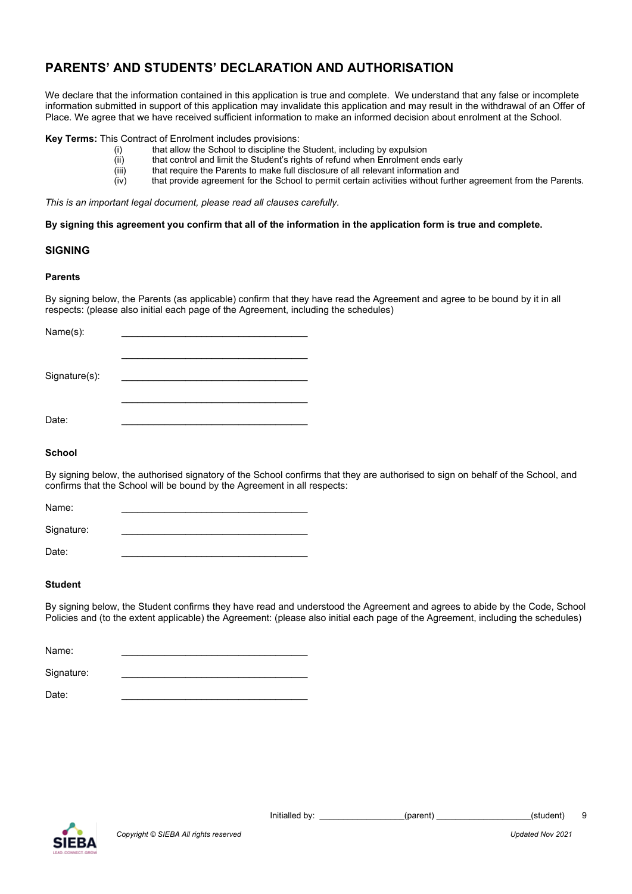## PARENTS' AND STUDENTS' DECLARATION AND AUTHORISATION

We declare that the information contained in this application is true and complete. We understand that any false or incomplete information submitted in support of this application may invalidate this application and may result in the withdrawal of an Offer of Place. We agree that we have received sufficient information to make an informed decision about enrolment at the School.

**Key Terms:** This Contract of Enrolment includes provisions:

(i) that allow the School to discipline the Student, including by expulsion
(ii) that control and limit the Student's rights of refund when Enrolment ends early
(iii) that require the Parents to make full disclosure of all relevant information and
(iv) that provide agreement for the School to permit certain activities without further agreement from the Parents.

*This is an important legal document, please read all clauses carefully.*

**By signing this agreement you confirm that all of the information in the application form is true and complete.**

### SIGNING

**Parents**

By signing below, the Parents (as applicable) confirm that they have read the Agreement and agree to be bound by it in all respects: (please also initial each page of the Agreement, including the schedules)

Name(s): ___________________________________

___________________________________

Signature(s): ___________________________________

___________________________________

Date: ___________________________________

**School**

By signing below, the authorised signatory of the School confirms that they are authorised to sign on behalf of the School, and confirms that the School will be bound by the Agreement in all respects:

Name: ___________________________________

Signature: ___________________________________

Date: ___________________________________

**Student**

By signing below, the Student confirms they have read and understood the Agreement and agrees to abide by the Code, School Policies and (to the extent applicable) the Agreement: (please also initial each page of the Agreement, including the schedules)

Name: ___________________________________

Signature: ___________________________________

Date: ___________________________________

Initialled by: __________________(parent) ____________________(student)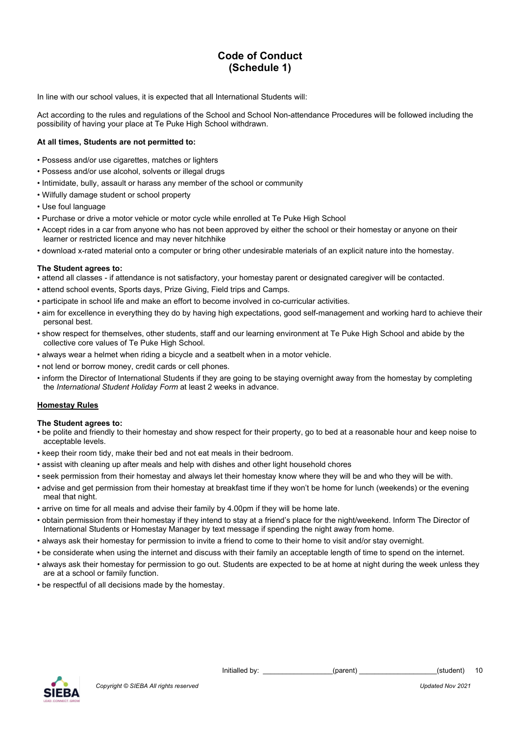# Code of Conduct
## (Schedule 1)

In line with our school values, it is expected that all International Students will:

Act according to the rules and regulations of the School and School Non-attendance Procedures will be followed including the possibility of having your place at Te Puke High School withdrawn.

**At all times, Students are not permitted to:**

- Possess and/or use cigarettes, matches or lighters
- Possess and/or use alcohol, solvents or illegal drugs
- Intimidate, bully, assault or harass any member of the school or community
- Wilfully damage student or school property
- Use foul language
- Purchase or drive a motor vehicle or motor cycle while enrolled at Te Puke High School
- Accept rides in a car from anyone who has not been approved by either the school or their homestay or anyone on their learner or restricted licence and may never hitchhike
- download x-rated material onto a computer or bring other undesirable materials of an explicit nature into the homestay.

**The Student agrees to:**

- attend all classes - if attendance is not satisfactory, your homestay parent or designated caregiver will be contacted.
- attend school events, Sports days, Prize Giving, Field trips and Camps.
- participate in school life and make an effort to become involved in co-curricular activities.
- aim for excellence in everything they do by having high expectations, good self-management and working hard to achieve their personal best.
- show respect for themselves, other students, staff and our learning environment at Te Puke High School and abide by the collective core values of Te Puke High School.
- always wear a helmet when riding a bicycle and a seatbelt when in a motor vehicle.
- not lend or borrow money, credit cards or cell phones.
- inform the Director of International Students if they are going to be staying overnight away from the homestay by completing the *International Student Holiday Form* at least 2 weeks in advance.

**Homestay Rules**

**The Student agrees to:**

- be polite and friendly to their homestay and show respect for their property, go to bed at a reasonable hour and keep noise to acceptable levels.
- keep their room tidy, make their bed and not eat meals in their bedroom.
- assist with cleaning up after meals and help with dishes and other light household chores
- seek permission from their homestay and always let their homestay know where they will be and who they will be with.
- advise and get permission from their homestay at breakfast time if they won't be home for lunch (weekends) or the evening meal that night.
- arrive on time for all meals and advise their family by 4.00pm if they will be home late.
- obtain permission from their homestay if they intend to stay at a friend's place for the night/weekend. Inform The Director of International Students or Homestay Manager by text message if spending the night away from home.
- always ask their homestay for permission to invite a friend to come to their home to visit and/or stay overnight.
- be considerate when using the internet and discuss with their family an acceptable length of time to spend on the internet.
- always ask their homestay for permission to go out. Students are expected to be at home at night during the week unless they are at a school or family function.
- be respectful of all decisions made by the homestay.

Initialled by: \_\_\_\_\_\_\_\_\_\_\_\_\_\_\_\_\_(parent) \_\_\_\_\_\_\_\_\_\_\_\_\_\_\_\_\_\_\_(student)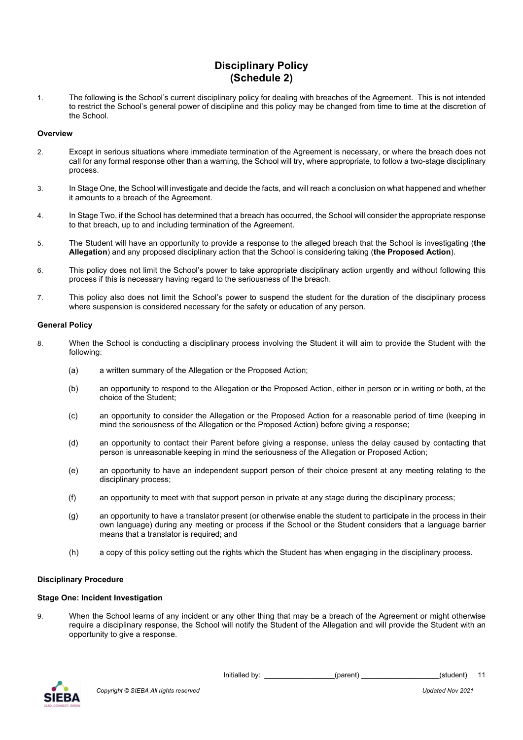# Disciplinary Policy
# (Schedule 2)

1. The following is the School's current disciplinary policy for dealing with breaches of the Agreement. This is not intended to restrict the School's general power of discipline and this policy may be changed from time to time at the discretion of the School.

### Overview

2. Except in serious situations where immediate termination of the Agreement is necessary, or where the breach does not call for any formal response other than a warning, the School will try, where appropriate, to follow a two-stage disciplinary process.

3. In Stage One, the School will investigate and decide the facts, and will reach a conclusion on what happened and whether it amounts to a breach of the Agreement.

4. In Stage Two, if the School has determined that a breach has occurred, the School will consider the appropriate response to that breach, up to and including termination of the Agreement.

5. The Student will have an opportunity to provide a response to the alleged breach that the School is investigating (**the Allegation**) and any proposed disciplinary action that the School is considering taking (**the Proposed Action**).

6. This policy does not limit the School's power to take appropriate disciplinary action urgently and without following this process if this is necessary having regard to the seriousness of the breach.

7. This policy also does not limit the School's power to suspend the student for the duration of the disciplinary process where suspension is considered necessary for the safety or education of any person.

### General Policy

8. When the School is conducting a disciplinary process involving the Student it will aim to provide the Student with the following:

   (a) a written summary of the Allegation or the Proposed Action;

   (b) an opportunity to respond to the Allegation or the Proposed Action, either in person or in writing or both, at the choice of the Student;

   (c) an opportunity to consider the Allegation or the Proposed Action for a reasonable period of time (keeping in mind the seriousness of the Allegation or the Proposed Action) before giving a response;

   (d) an opportunity to contact their Parent before giving a response, unless the delay caused by contacting that person is unreasonable keeping in mind the seriousness of the Allegation or Proposed Action;

   (e) an opportunity to have an independent support person of their choice present at any meeting relating to the disciplinary process;

   (f) an opportunity to meet with that support person in private at any stage during the disciplinary process;

   (g) an opportunity to have a translator present (or otherwise enable the student to participate in the process in their own language) during any meeting or process if the School or the Student considers that a language barrier means that a translator is required; and

   (h) a copy of this policy setting out the rights which the Student has when engaging in the disciplinary process.

### Disciplinary Procedure

### Stage One: Incident Investigation

9. When the School learns of any incident or any other thing that may be a breach of the Agreement or might otherwise require a disciplinary response, the School will notify the Student of the Allegation and will provide the Student with an opportunity to give a response.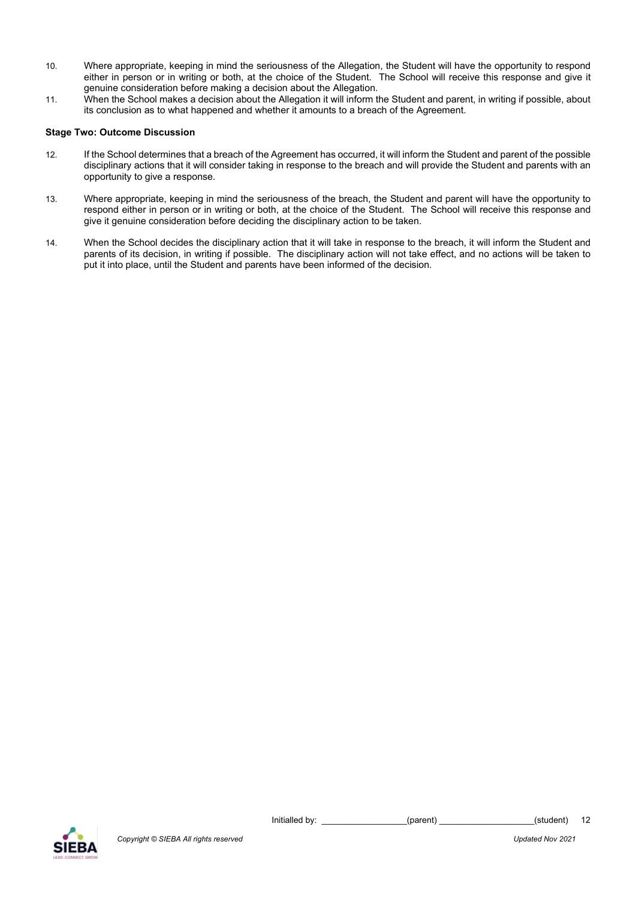10. Where appropriate, keeping in mind the seriousness of the Allegation, the Student will have the opportunity to respond either in person or in writing or both, at the choice of the Student. The School will receive this response and give it genuine consideration before making a decision about the Allegation.
11. When the School makes a decision about the Allegation it will inform the Student and parent, in writing if possible, about its conclusion as to what happened and whether it amounts to a breach of the Agreement.

**Stage Two: Outcome Discussion**

12. If the School determines that a breach of the Agreement has occurred, it will inform the Student and parent of the possible disciplinary actions that it will consider taking in response to the breach and will provide the Student and parents with an opportunity to give a response.

13. Where appropriate, keeping in mind the seriousness of the breach, the Student and parent will have the opportunity to respond either in person or in writing or both, at the choice of the Student. The School will receive this response and give it genuine consideration before deciding the disciplinary action to be taken.

14. When the School decides the disciplinary action that it will take in response to the breach, it will inform the Student and parents of its decision, in writing if possible. The disciplinary action will not take effect, and no actions will be taken to put it into place, until the Student and parents have been informed of the decision.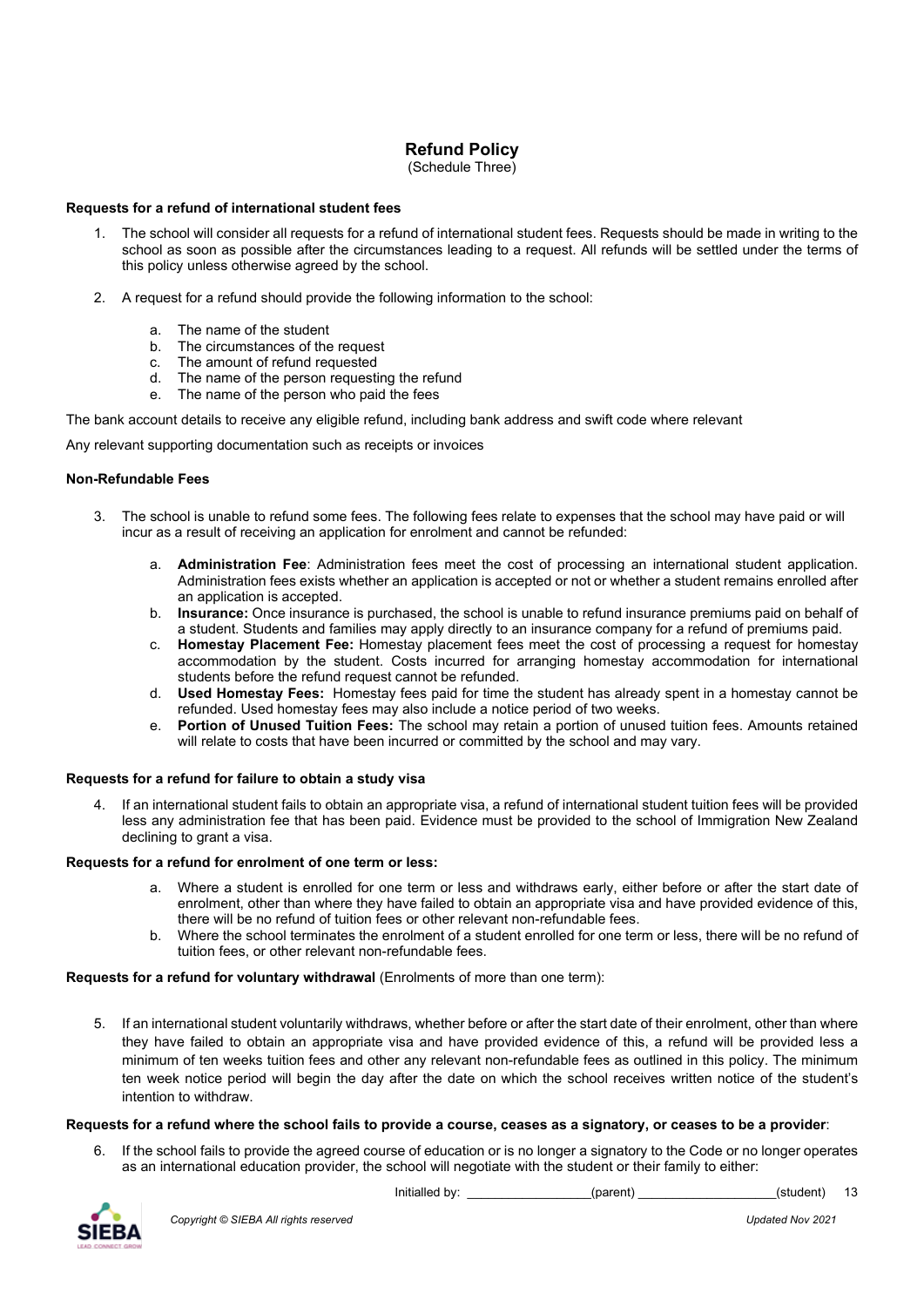## Refund Policy

(Schedule Three)

**Requests for a refund of international student fees**

1. The school will consider all requests for a refund of international student fees. Requests should be made in writing to the school as soon as possible after the circumstances leading to a request. All refunds will be settled under the terms of this policy unless otherwise agreed by the school.

2. A request for a refund should provide the following information to the school:

   a. The name of the student
   b. The circumstances of the request
   c. The amount of refund requested
   d. The name of the person requesting the refund
   e. The name of the person who paid the fees

The bank account details to receive any eligible refund, including bank address and swift code where relevant

Any relevant supporting documentation such as receipts or invoices

**Non-Refundable Fees**

3. The school is unable to refund some fees. The following fees relate to expenses that the school may have paid or will incur as a result of receiving an application for enrolment and cannot be refunded:

   a. **Administration Fee**: Administration fees meet the cost of processing an international student application. Administration fees exists whether an application is accepted or not or whether a student remains enrolled after an application is accepted.
   b. **Insurance:** Once insurance is purchased, the school is unable to refund insurance premiums paid on behalf of a student. Students and families may apply directly to an insurance company for a refund of premiums paid.
   c. **Homestay Placement Fee:** Homestay placement fees meet the cost of processing a request for homestay accommodation by the student. Costs incurred for arranging homestay accommodation for international students before the refund request cannot be refunded.
   d. **Used Homestay Fees:** Homestay fees paid for time the student has already spent in a homestay cannot be refunded. Used homestay fees may also include a notice period of two weeks.
   e. **Portion of Unused Tuition Fees:** The school may retain a portion of unused tuition fees. Amounts retained will relate to costs that have been incurred or committed by the school and may vary.

**Requests for a refund for failure to obtain a study visa**

4. If an international student fails to obtain an appropriate visa, a refund of international student tuition fees will be provided less any administration fee that has been paid. Evidence must be provided to the school of Immigration New Zealand declining to grant a visa.

**Requests for a refund for enrolment of one term or less:**

   a. Where a student is enrolled for one term or less and withdraws early, either before or after the start date of enrolment, other than where they have failed to obtain an appropriate visa and have provided evidence of this, there will be no refund of tuition fees or other relevant non-refundable fees.
   b. Where the school terminates the enrolment of a student enrolled for one term or less, there will be no refund of tuition fees, or other relevant non-refundable fees.

**Requests for a refund for voluntary withdrawal** (Enrolments of more than one term):

5. If an international student voluntarily withdraws, whether before or after the start date of their enrolment, other than where they have failed to obtain an appropriate visa and have provided evidence of this, a refund will be provided less a minimum of ten weeks tuition fees and other any relevant non-refundable fees as outlined in this policy. The minimum ten week notice period will begin the day after the date on which the school receives written notice of the student's intention to withdraw.

**Requests for a refund where the school fails to provide a course, ceases as a signatory, or ceases to be a provider**:

6. If the school fails to provide the agreed course of education or is no longer a signatory to the Code or no longer operates as an international education provider, the school will negotiate with the student or their family to either:

Initialled by: _________________(parent) ___________________(student)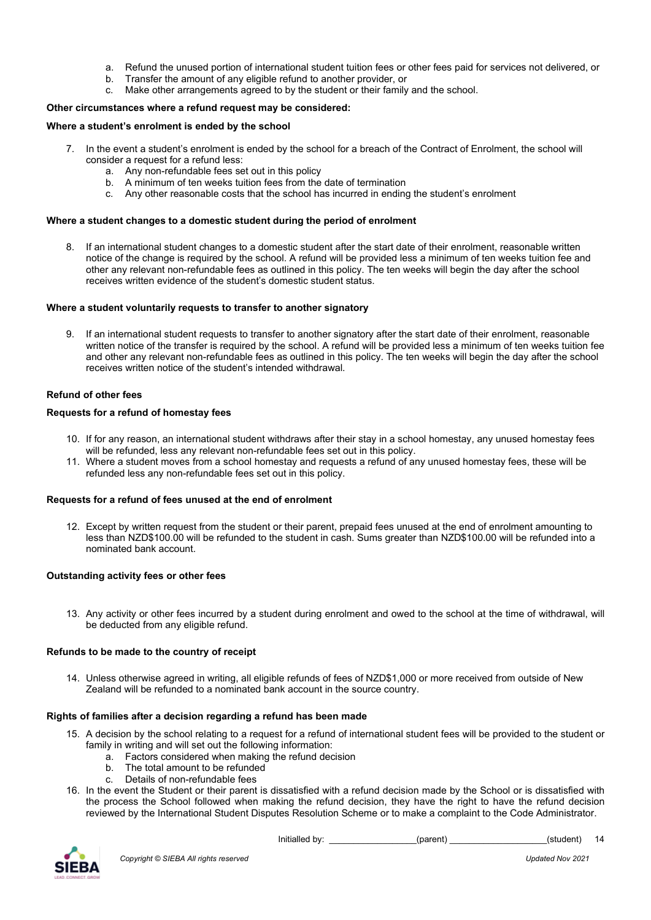a. Refund the unused portion of international student tuition fees or other fees paid for services not delivered, or
   b. Transfer the amount of any eligible refund to another provider, or
   c. Make other arrangements agreed to by the student or their family and the school.

**Other circumstances where a refund request may be considered:**

**Where a student's enrolment is ended by the school**

7. In the event a student's enrolment is ended by the school for a breach of the Contract of Enrolment, the school will consider a request for a refund less:
   a. Any non-refundable fees set out in this policy
   b. A minimum of ten weeks tuition fees from the date of termination
   c. Any other reasonable costs that the school has incurred in ending the student's enrolment

**Where a student changes to a domestic student during the period of enrolment**

8. If an international student changes to a domestic student after the start date of their enrolment, reasonable written notice of the change is required by the school. A refund will be provided less a minimum of ten weeks tuition fee and other any relevant non-refundable fees as outlined in this policy. The ten weeks will begin the day after the school receives written evidence of the student's domestic student status.

**Where a student voluntarily requests to transfer to another signatory**

9. If an international student requests to transfer to another signatory after the start date of their enrolment, reasonable written notice of the transfer is required by the school. A refund will be provided less a minimum of ten weeks tuition fee and other any relevant non-refundable fees as outlined in this policy. The ten weeks will begin the day after the school receives written notice of the student's intended withdrawal.

**Refund of other fees**

**Requests for a refund of homestay fees**

10. If for any reason, an international student withdraws after their stay in a school homestay, any unused homestay fees will be refunded, less any relevant non-refundable fees set out in this policy.
11. Where a student moves from a school homestay and requests a refund of any unused homestay fees, these will be refunded less any non-refundable fees set out in this policy.

**Requests for a refund of fees unused at the end of enrolment**

12. Except by written request from the student or their parent, prepaid fees unused at the end of enrolment amounting to less than NZD$100.00 will be refunded to the student in cash. Sums greater than NZD$100.00 will be refunded into a nominated bank account.

**Outstanding activity fees or other fees**

13. Any activity or other fees incurred by a student during enrolment and owed to the school at the time of withdrawal, will be deducted from any eligible refund.

**Refunds to be made to the country of receipt**

14. Unless otherwise agreed in writing, all eligible refunds of fees of NZD$1,000 or more received from outside of New Zealand will be refunded to a nominated bank account in the source country.

**Rights of families after a decision regarding a refund has been made**

15. A decision by the school relating to a request for a refund of international student fees will be provided to the student or family in writing and will set out the following information:
   a. Factors considered when making the refund decision
   b. The total amount to be refunded
   c. Details of non-refundable fees
16. In the event the Student or their parent is dissatisfied with a refund decision made by the School or is dissatisfied with the process the School followed when making the refund decision, they have the right to have the refund decision reviewed by the International Student Disputes Resolution Scheme or to make a complaint to the Code Administrator.

Initialled by: _________________(parent) ___________________(student)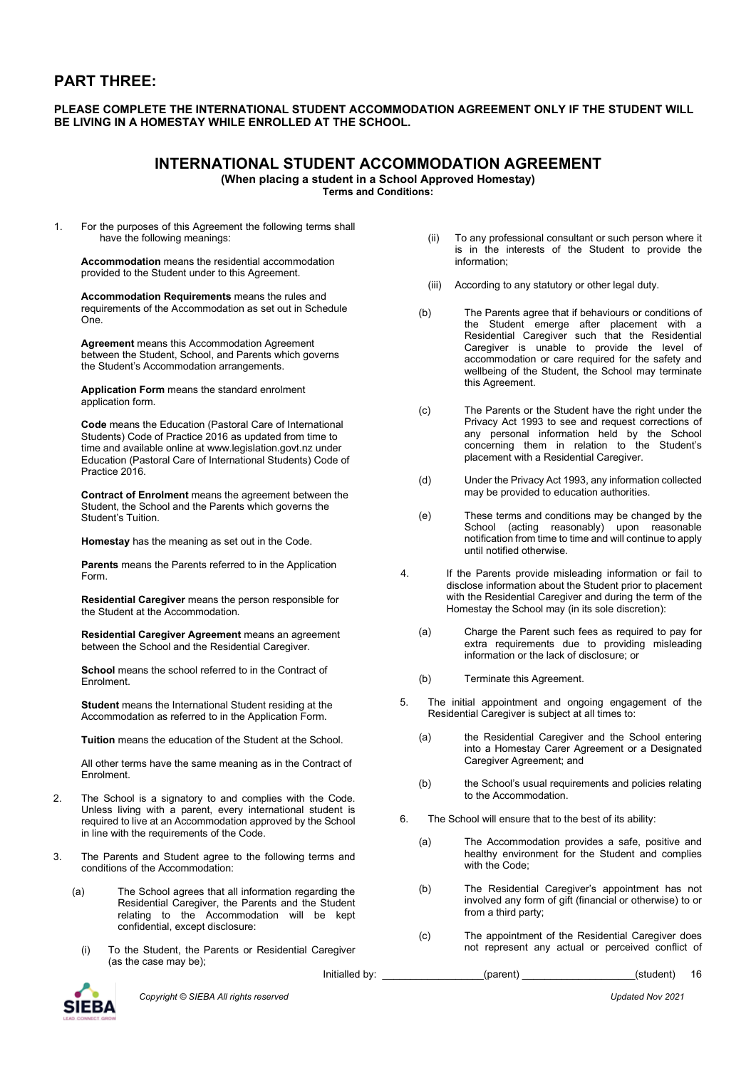# PART THREE:

**PLEASE COMPLETE THE INTERNATIONAL STUDENT ACCOMMODATION AGREEMENT ONLY IF THE STUDENT WILL BE LIVING IN A HOMESTAY WHILE ENROLLED AT THE SCHOOL.**

## INTERNATIONAL STUDENT ACCOMMODATION AGREEMENT

**(When placing a student in a School Approved Homestay)**
**Terms and Conditions:**

1. For the purposes of this Agreement the following terms shall have the following meanings:

   **Accommodation** means the residential accommodation provided to the Student under to this Agreement.

   **Accommodation Requirements** means the rules and requirements of the Accommodation as set out in Schedule One.

   **Agreement** means this Accommodation Agreement between the Student, School, and Parents which governs the Student's Accommodation arrangements.

   **Application Form** means the standard enrolment application form.

   **Code** means the Education (Pastoral Care of International Students) Code of Practice 2016 as updated from time to time and available online at www.legislation.govt.nz under Education (Pastoral Care of International Students) Code of Practice 2016.

   **Contract of Enrolment** means the agreement between the Student, the School and the Parents which governs the Student's Tuition.

   **Homestay** has the meaning as set out in the Code.

   **Parents** means the Parents referred to in the Application Form.

   **Residential Caregiver** means the person responsible for the Student at the Accommodation.

   **Residential Caregiver Agreement** means an agreement between the School and the Residential Caregiver.

   **School** means the school referred to in the Contract of Enrolment.

   **Student** means the International Student residing at the Accommodation as referred to in the Application Form.

   **Tuition** means the education of the Student at the School.

   All other terms have the same meaning as in the Contract of Enrolment.

2. The School is a signatory to and complies with the Code. Unless living with a parent, every international student is required to live at an Accommodation approved by the School in line with the requirements of the Code.

3. The Parents and Student agree to the following terms and conditions of the Accommodation:

   (a) The School agrees that all information regarding the Residential Caregiver, the Parents and the Student relating to the Accommodation will be kept confidential, except disclosure:

      (i) To the Student, the Parents or Residential Caregiver (as the case may be);

      (ii) To any professional consultant or such person where it is in the interests of the Student to provide the information;

      (iii) According to any statutory or other legal duty.

   (b) The Parents agree that if behaviours or conditions of the Student emerge after placement with a Residential Caregiver such that the Residential Caregiver is unable to provide the level of accommodation or care required for the safety and wellbeing of the Student, the School may terminate this Agreement.

   (c) The Parents or the Student have the right under the Privacy Act 1993 to see and request corrections of any personal information held by the School concerning them in relation to the Student's placement with a Residential Caregiver.

   (d) Under the Privacy Act 1993, any information collected may be provided to education authorities.

   (e) These terms and conditions may be changed by the School (acting reasonably) upon reasonable notification from time to time and will continue to apply until notified otherwise.

4. If the Parents provide misleading information or fail to disclose information about the Student prior to placement with the Residential Caregiver and during the term of the Homestay the School may (in its sole discretion):

   (a) Charge the Parent such fees as required to pay for extra requirements due to providing misleading information or the lack of disclosure; or

   (b) Terminate this Agreement.

5. The initial appointment and ongoing engagement of the Residential Caregiver is subject at all times to:

   (a) the Residential Caregiver and the School entering into a Homestay Carer Agreement or a Designated Caregiver Agreement; and

   (b) the School's usual requirements and policies relating to the Accommodation.

6. The School will ensure that to the best of its ability:

   (a) The Accommodation provides a safe, positive and healthy environment for the Student and complies with the Code;

   (b) The Residential Caregiver's appointment has not involved any form of gift (financial or otherwise) to or from a third party;

   (c) The appointment of the Residential Caregiver does not represent any actual or perceived conflict of

Initialled by: __________________(parent) ____________________(student)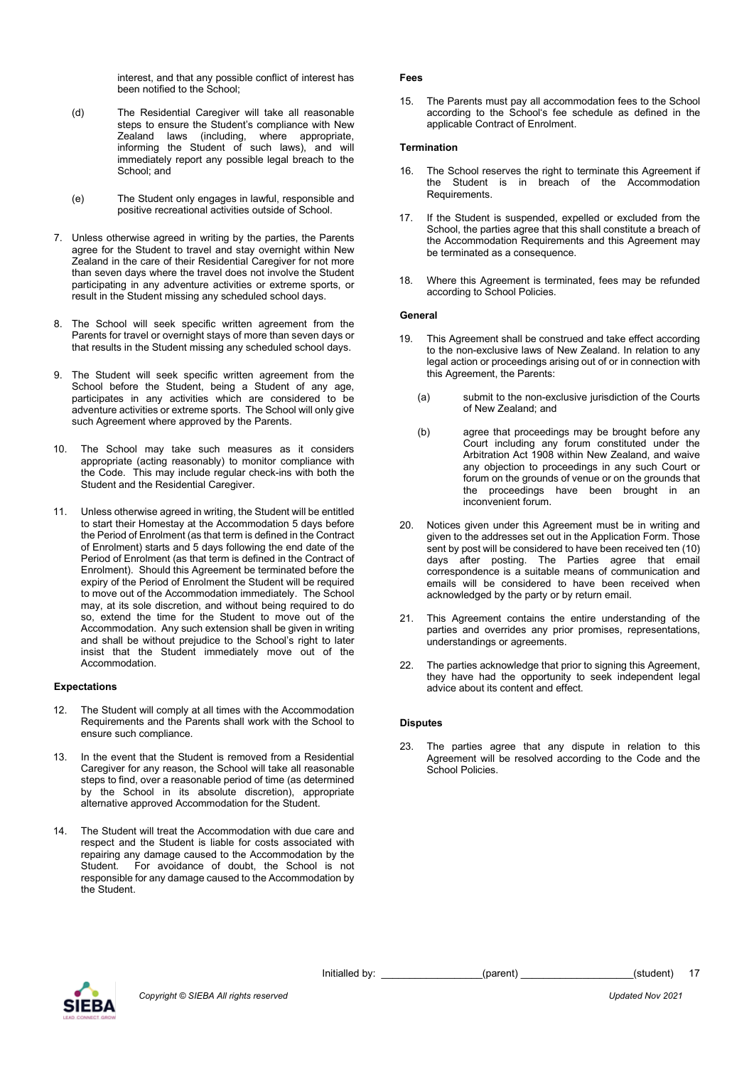interest, and that any possible conflict of interest has been notified to the School;

(d) The Residential Caregiver will take all reasonable steps to ensure the Student's compliance with New Zealand laws (including, where appropriate, informing the Student of such laws), and will immediately report any possible legal breach to the School; and

(e) The Student only engages in lawful, responsible and positive recreational activities outside of School.

7. Unless otherwise agreed in writing by the parties, the Parents agree for the Student to travel and stay overnight within New Zealand in the care of their Residential Caregiver for not more than seven days where the travel does not involve the Student participating in any adventure activities or extreme sports, or result in the Student missing any scheduled school days.

8. The School will seek specific written agreement from the Parents for travel or overnight stays of more than seven days or that results in the Student missing any scheduled school days.

9. The Student will seek specific written agreement from the School before the Student, being a Student of any age, participates in any activities which are considered to be adventure activities or extreme sports. The School will only give such Agreement where approved by the Parents.

10. The School may take such measures as it considers appropriate (acting reasonably) to monitor compliance with the Code. This may include regular check-ins with both the Student and the Residential Caregiver.

11. Unless otherwise agreed in writing, the Student will be entitled to start their Homestay at the Accommodation 5 days before the Period of Enrolment (as that term is defined in the Contract of Enrolment) starts and 5 days following the end date of the Period of Enrolment (as that term is defined in the Contract of Enrolment). Should this Agreement be terminated before the expiry of the Period of Enrolment the Student will be required to move out of the Accommodation immediately. The School may, at its sole discretion, and without being required to do so, extend the time for the Student to move out of the Accommodation. Any such extension shall be given in writing and shall be without prejudice to the School's right to later insist that the Student immediately move out of the Accommodation.

**Expectations**

12. The Student will comply at all times with the Accommodation Requirements and the Parents shall work with the School to ensure such compliance.

13. In the event that the Student is removed from a Residential Caregiver for any reason, the School will take all reasonable steps to find, over a reasonable period of time (as determined by the School in its absolute discretion), appropriate alternative approved Accommodation for the Student.

14. The Student will treat the Accommodation with due care and respect and the Student is liable for costs associated with repairing any damage caused to the Accommodation by the Student. For avoidance of doubt, the School is not responsible for any damage caused to the Accommodation by the Student.

**Fees**

15. The Parents must pay all accommodation fees to the School according to the School's fee schedule as defined in the applicable Contract of Enrolment.

**Termination**

16. The School reserves the right to terminate this Agreement if the Student is in breach of the Accommodation Requirements.

17. If the Student is suspended, expelled or excluded from the School, the parties agree that this shall constitute a breach of the Accommodation Requirements and this Agreement may be terminated as a consequence.

18. Where this Agreement is terminated, fees may be refunded according to School Policies.

**General**

19. This Agreement shall be construed and take effect according to the non-exclusive laws of New Zealand. In relation to any legal action or proceedings arising out of or in connection with this Agreement, the Parents:

(a) submit to the non-exclusive jurisdiction of the Courts of New Zealand; and

(b) agree that proceedings may be brought before any Court including any forum constituted under the Arbitration Act 1908 within New Zealand, and waive any objection to proceedings in any such Court or forum on the grounds of venue or on the grounds that the proceedings have been brought in an inconvenient forum.

20. Notices given under this Agreement must be in writing and given to the addresses set out in the Application Form. Those sent by post will be considered to have been received ten (10) days after posting. The Parties agree that email correspondence is a suitable means of communication and emails will be considered to have been received when acknowledged by the party or by return email.

21. This Agreement contains the entire understanding of the parties and overrides any prior promises, representations, understandings or agreements.

22. The parties acknowledge that prior to signing this Agreement, they have had the opportunity to seek independent legal advice about its content and effect.

**Disputes**

23. The parties agree that any dispute in relation to this Agreement will be resolved according to the Code and the School Policies.

Initialled by: __________________(parent) ____________________(student)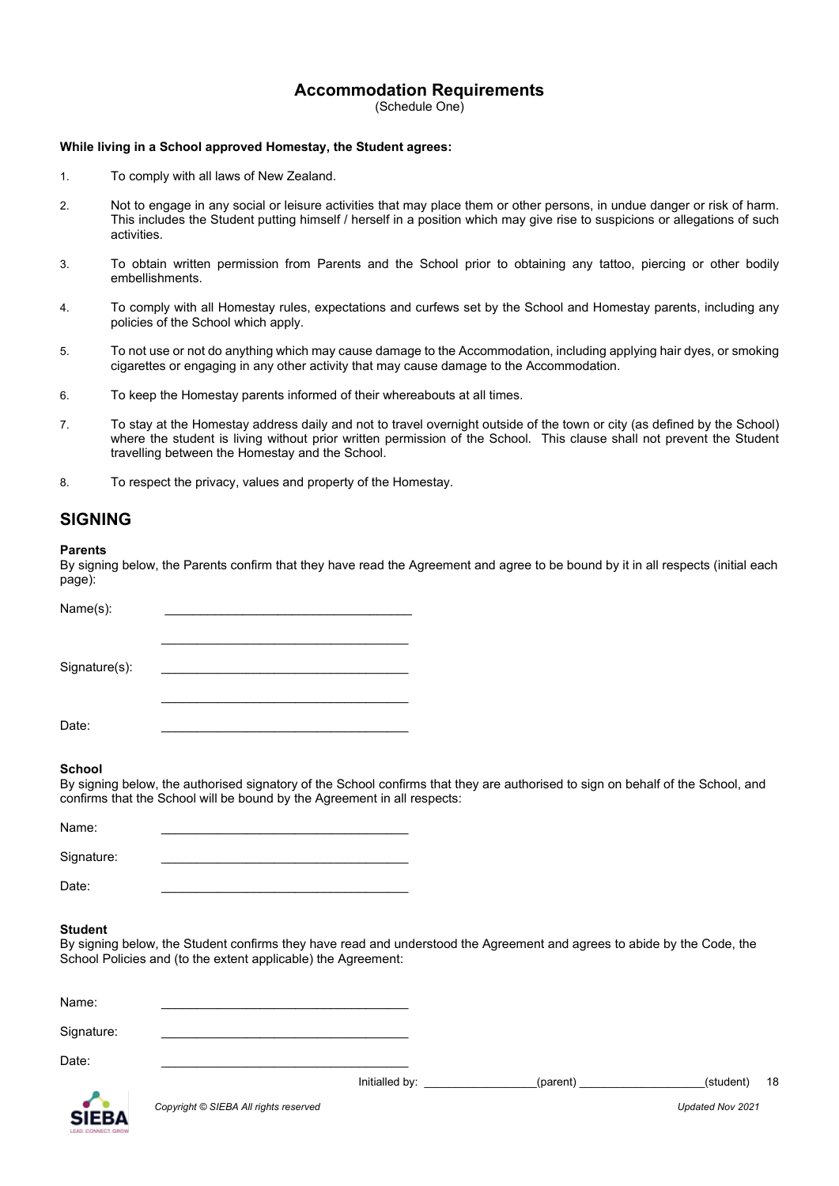## Accommodation Requirements

(Schedule One)

**While living in a School approved Homestay, the Student agrees:**

1. To comply with all laws of New Zealand.
2. Not to engage in any social or leisure activities that may place them or other persons, in undue danger or risk of harm. This includes the Student putting himself / herself in a position which may give rise to suspicions or allegations of such activities.
3. To obtain written permission from Parents and the School prior to obtaining any tattoo, piercing or other bodily embellishments.
4. To comply with all Homestay rules, expectations and curfews set by the School and Homestay parents, including any policies of the School which apply.
5. To not use or not do anything which may cause damage to the Accommodation, including applying hair dyes, or smoking cigarettes or engaging in any other activity that may cause damage to the Accommodation.
6. To keep the Homestay parents informed of their whereabouts at all times.
7. To stay at the Homestay address daily and not to travel overnight outside of the town or city (as defined by the School) where the student is living without prior written permission of the School. This clause shall not prevent the Student travelling between the Homestay and the School.
8. To respect the privacy, values and property of the Homestay.

## SIGNING

**Parents**

By signing below, the Parents confirm that they have read the Agreement and agree to be bound by it in all respects (initial each page):

Name(s): ___________________________________

___________________________________

Signature(s): ___________________________________

___________________________________

Date: ___________________________________

**School**

By signing below, the authorised signatory of the School confirms that they are authorised to sign on behalf of the School, and confirms that the School will be bound by the Agreement in all respects:

Name: ___________________________________

Signature: ___________________________________

Date: ___________________________________

**Student**

By signing below, the Student confirms they have read and understood the Agreement and agrees to abide by the Code, the School Policies and (to the extent applicable) the Agreement:

Name: ___________________________________

Signature: ___________________________________

Date: ___________________________________

Initialled by: _________________(parent) ___________________(student)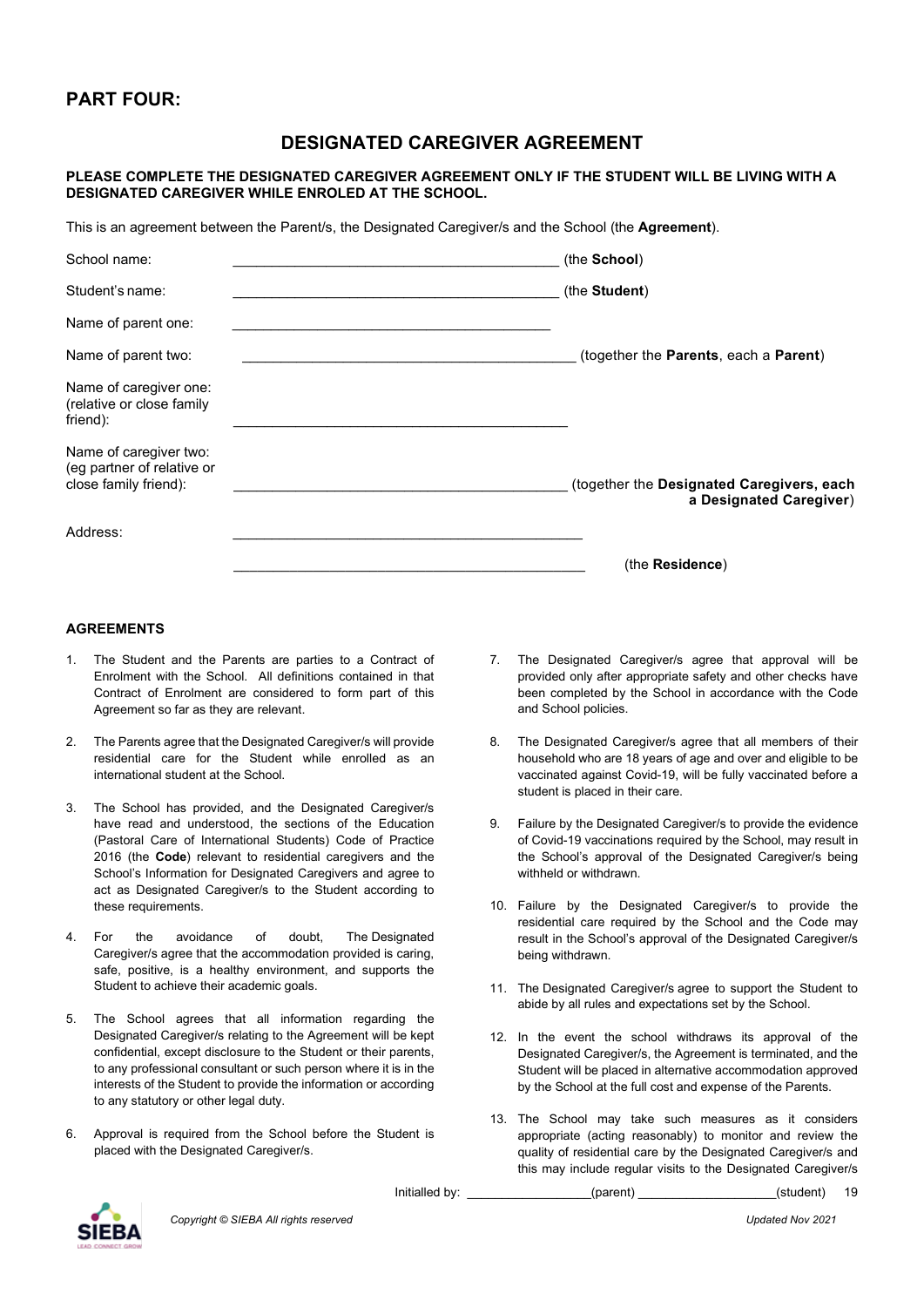## PART FOUR:

## DESIGNATED CAREGIVER AGREEMENT

**PLEASE COMPLETE THE DESIGNATED CAREGIVER AGREEMENT ONLY IF THE STUDENT WILL BE LIVING WITH A DESIGNATED CAREGIVER WHILE ENROLED AT THE SCHOOL.**

This is an agreement between the Parent/s, the Designated Caregiver/s and the School (the **Agreement**).

School name: __________________________________________ (the **School**)

Student's name: __________________________________________ (the **Student**)

Name of parent one: __________________________________________

Name of parent two: __________________________________________ (together the **Parents**, each a **Parent**)

Name of caregiver one: (relative or close family friend): __________________________________________

Name of caregiver two: (eg partner of relative or close family friend): __________________________________________ (together the **Designated Caregivers, each a Designated Caregiver**)

Address: __________________________________________

__________________________________________ (the **Residence**)

### AGREEMENTS

1. The Student and the Parents are parties to a Contract of Enrolment with the School. All definitions contained in that Contract of Enrolment are considered to form part of this Agreement so far as they are relevant.

2. The Parents agree that the Designated Caregiver/s will provide residential care for the Student while enrolled as an international student at the School.

3. The School has provided, and the Designated Caregiver/s have read and understood, the sections of the Education (Pastoral Care of International Students) Code of Practice 2016 (the **Code**) relevant to residential caregivers and the School's Information for Designated Caregivers and agree to act as Designated Caregiver/s to the Student according to these requirements.

4. For the avoidance of doubt, The Designated Caregiver/s agree that the accommodation provided is caring, safe, positive, is a healthy environment, and supports the Student to achieve their academic goals.

5. The School agrees that all information regarding the Designated Caregiver/s relating to the Agreement will be kept confidential, except disclosure to the Student or their parents, to any professional consultant or such person where it is in the interests of the Student to provide the information or according to any statutory or other legal duty.

6. Approval is required from the School before the Student is placed with the Designated Caregiver/s.

7. The Designated Caregiver/s agree that approval will be provided only after appropriate safety and other checks have been completed by the School in accordance with the Code and School policies.

8. The Designated Caregiver/s agree that all members of their household who are 18 years of age and over and eligible to be vaccinated against Covid-19, will be fully vaccinated before a student is placed in their care.

9. Failure by the Designated Caregiver/s to provide the evidence of Covid-19 vaccinations required by the School, may result in the School's approval of the Designated Caregiver/s being withheld or withdrawn.

10. Failure by the Designated Caregiver/s to provide the residential care required by the School and the Code may result in the School's approval of the Designated Caregiver/s being withdrawn.

11. The Designated Caregiver/s agree to support the Student to abide by all rules and expectations set by the School.

12. In the event the school withdraws its approval of the Designated Caregiver/s, the Agreement is terminated, and the Student will be placed in alternative accommodation approved by the School at the full cost and expense of the Parents.

13. The School may take such measures as it considers appropriate (acting reasonably) to monitor and review the quality of residential care by the Designated Caregiver/s and this may include regular visits to the Designated Caregiver/s

Initialled by: __________________(parent) ____________________(student)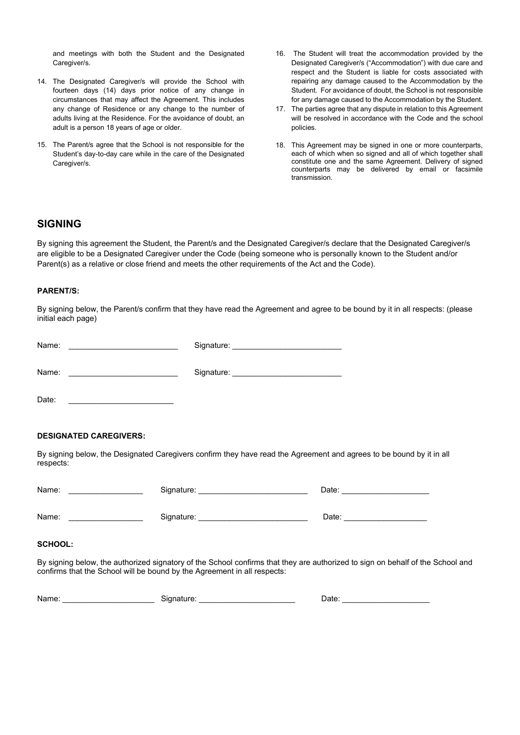and meetings with both the Student and the Designated Caregiver/s.

14. The Designated Caregiver/s will provide the School with fourteen days (14) days prior notice of any change in circumstances that may affect the Agreement. This includes any change of Residence or any change to the number of adults living at the Residence. For the avoidance of doubt, an adult is a person 18 years of age or older.

15. The Parent/s agree that the School is not responsible for the Student's day-to-day care while in the care of the Designated Caregiver/s.

16. The Student will treat the accommodation provided by the Designated Caregiver/s ("Accommodation") with due care and respect and the Student is liable for costs associated with repairing any damage caused to the Accommodation by the Student. For avoidance of doubt, the School is not responsible for any damage caused to the Accommodation by the Student.

17. The parties agree that any dispute in relation to this Agreement will be resolved in accordance with the Code and the school policies.

18. This Agreement may be signed in one or more counterparts, each of which when so signed and all of which together shall constitute one and the same Agreement. Delivery of signed counterparts may be delivered by email or facsimile transmission.

## SIGNING

By signing this agreement the Student, the Parent/s and the Designated Caregiver/s declare that the Designated Caregiver/s are eligible to be a Designated Caregiver under the Code (being someone who is personally known to the Student and/or Parent(s) as a relative or close friend and meets the other requirements of the Act and the Code).

**PARENT/S:**

By signing below, the Parent/s confirm that they have read the Agreement and agree to be bound by it in all respects: (please initial each page)

Name: ________________________ Signature: ________________________

Name: ________________________ Signature: ________________________

Date: ________________________

**DESIGNATED CAREGIVERS:**

By signing below, the Designated Caregivers confirm they have read the Agreement and agrees to be bound by it in all respects:

Name: ________________ Signature: ________________________ Date: ____________________

Name: ________________ Signature: ________________________ Date: ___________________

**SCHOOL:**

By signing below, the authorized signatory of the School confirms that they are authorized to sign on behalf of the School and confirms that the School will be bound by the Agreement in all respects:

Name: ____________________ Signature: _____________________ Date: ____________________